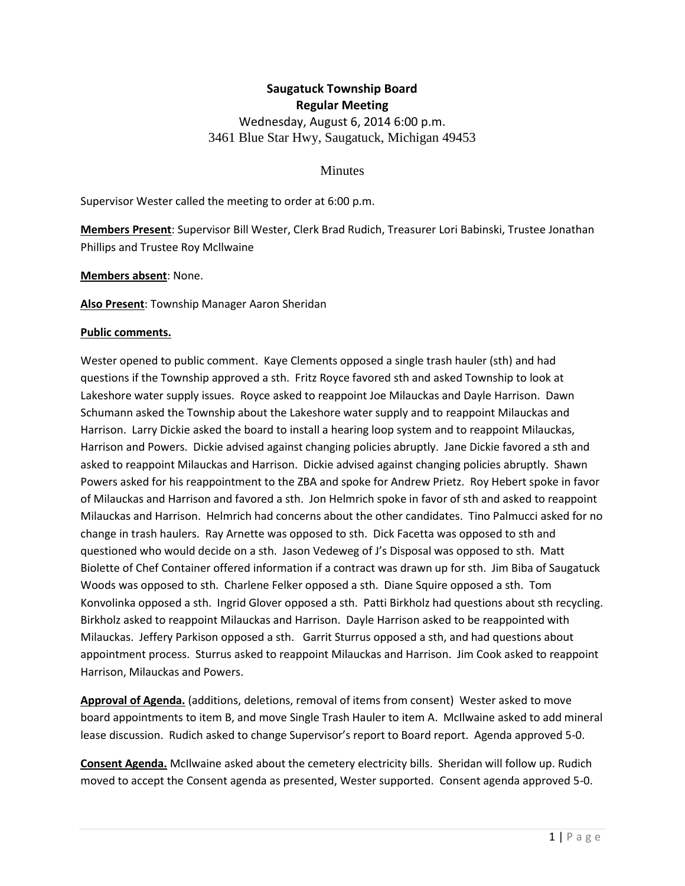**Saugatuck Township Board**
**Regular Meeting**

Wednesday, August 6, 2014 6:00 p.m.
3461 Blue Star Hwy, Saugatuck, Michigan 49453

Minutes

Supervisor Wester called the meeting to order at 6:00 p.m.

**Members Present**: Supervisor Bill Wester, Clerk Brad Rudich, Treasurer Lori Babinski, Trustee Jonathan Phillips and Trustee Roy McIlwaine

**Members absent**: None.

**Also Present**: Township Manager Aaron Sheridan

**Public comments.**

Wester opened to public comment. Kaye Clements opposed a single trash hauler (sth) and had questions if the Township approved a sth. Fritz Royce favored sth and asked Township to look at Lakeshore water supply issues. Royce asked to reappoint Joe Milauckas and Dayle Harrison. Dawn Schumann asked the Township about the Lakeshore water supply and to reappoint Milauckas and Harrison. Larry Dickie asked the board to install a hearing loop system and to reappoint Milauckas, Harrison and Powers. Dickie advised against changing policies abruptly. Jane Dickie favored a sth and asked to reappoint Milauckas and Harrison. Dickie advised against changing policies abruptly. Shawn Powers asked for his reappointment to the ZBA and spoke for Andrew Prietz. Roy Hebert spoke in favor of Milauckas and Harrison and favored a sth. Jon Helmrich spoke in favor of sth and asked to reappoint Milauckas and Harrison. Helmrich had concerns about the other candidates. Tino Palmucci asked for no change in trash haulers. Ray Arnette was opposed to sth. Dick Facetta was opposed to sth and questioned who would decide on a sth. Jason Vedeweg of J's Disposal was opposed to sth. Matt Biolette of Chef Container offered information if a contract was drawn up for sth. Jim Biba of Saugatuck Woods was opposed to sth. Charlene Felker opposed a sth. Diane Squire opposed a sth. Tom Konvolinka opposed a sth. Ingrid Glover opposed a sth. Patti Birkholz had questions about sth recycling. Birkholz asked to reappoint Milauckas and Harrison. Dayle Harrison asked to be reappointed with Milauckas. Jeffery Parkison opposed a sth. Garrit Sturrus opposed a sth, and had questions about appointment process. Sturrus asked to reappoint Milauckas and Harrison. Jim Cook asked to reappoint Harrison, Milauckas and Powers.

**Approval of Agenda.** (additions, deletions, removal of items from consent) Wester asked to move board appointments to item B, and move Single Trash Hauler to item A. McIlwaine asked to add mineral lease discussion. Rudich asked to change Supervisor's report to Board report. Agenda approved 5-0.

**Consent Agenda.** McIlwaine asked about the cemetery electricity bills. Sheridan will follow up. Rudich moved to accept the Consent agenda as presented, Wester supported. Consent agenda approved 5-0.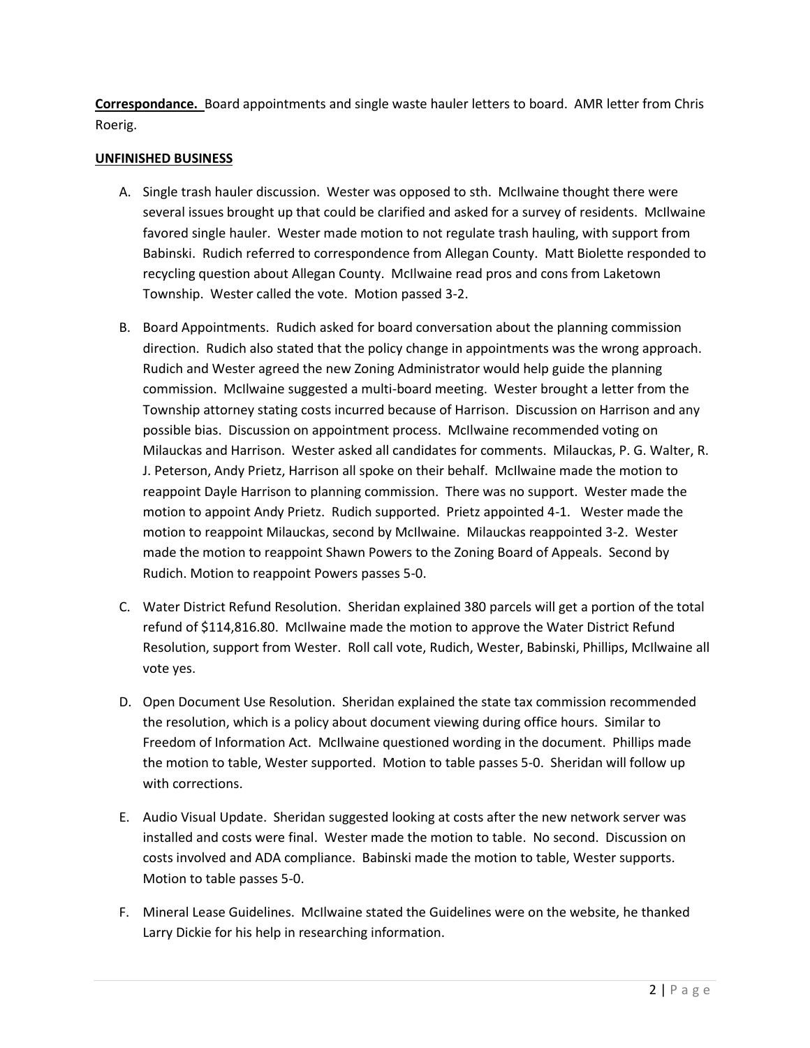**Correspondance.** Board appointments and single waste hauler letters to board. AMR letter from Chris Roerig.

**UNFINISHED BUSINESS**

A. Single trash hauler discussion. Wester was opposed to sth. McIlwaine thought there were several issues brought up that could be clarified and asked for a survey of residents. McIlwaine favored single hauler. Wester made motion to not regulate trash hauling, with support from Babinski. Rudich referred to correspondence from Allegan County. Matt Biolette responded to recycling question about Allegan County. McIlwaine read pros and cons from Laketown Township. Wester called the vote. Motion passed 3-2.

B. Board Appointments. Rudich asked for board conversation about the planning commission direction. Rudich also stated that the policy change in appointments was the wrong approach. Rudich and Wester agreed the new Zoning Administrator would help guide the planning commission. McIlwaine suggested a multi-board meeting. Wester brought a letter from the Township attorney stating costs incurred because of Harrison. Discussion on Harrison and any possible bias. Discussion on appointment process. McIlwaine recommended voting on Milauckas and Harrison. Wester asked all candidates for comments. Milauckas, P. G. Walter, R. J. Peterson, Andy Prietz, Harrison all spoke on their behalf. McIlwaine made the motion to reappoint Dayle Harrison to planning commission. There was no support. Wester made the motion to appoint Andy Prietz. Rudich supported. Prietz appointed 4-1. Wester made the motion to reappoint Milauckas, second by McIlwaine. Milauckas reappointed 3-2. Wester made the motion to reappoint Shawn Powers to the Zoning Board of Appeals. Second by Rudich. Motion to reappoint Powers passes 5-0.

C. Water District Refund Resolution. Sheridan explained 380 parcels will get a portion of the total refund of $114,816.80. McIlwaine made the motion to approve the Water District Refund Resolution, support from Wester. Roll call vote, Rudich, Wester, Babinski, Phillips, McIlwaine all vote yes.

D. Open Document Use Resolution. Sheridan explained the state tax commission recommended the resolution, which is a policy about document viewing during office hours. Similar to Freedom of Information Act. McIlwaine questioned wording in the document. Phillips made the motion to table, Wester supported. Motion to table passes 5-0. Sheridan will follow up with corrections.

E. Audio Visual Update. Sheridan suggested looking at costs after the new network server was installed and costs were final. Wester made the motion to table. No second. Discussion on costs involved and ADA compliance. Babinski made the motion to table, Wester supports. Motion to table passes 5-0.

F. Mineral Lease Guidelines. McIlwaine stated the Guidelines were on the website, he thanked Larry Dickie for his help in researching information.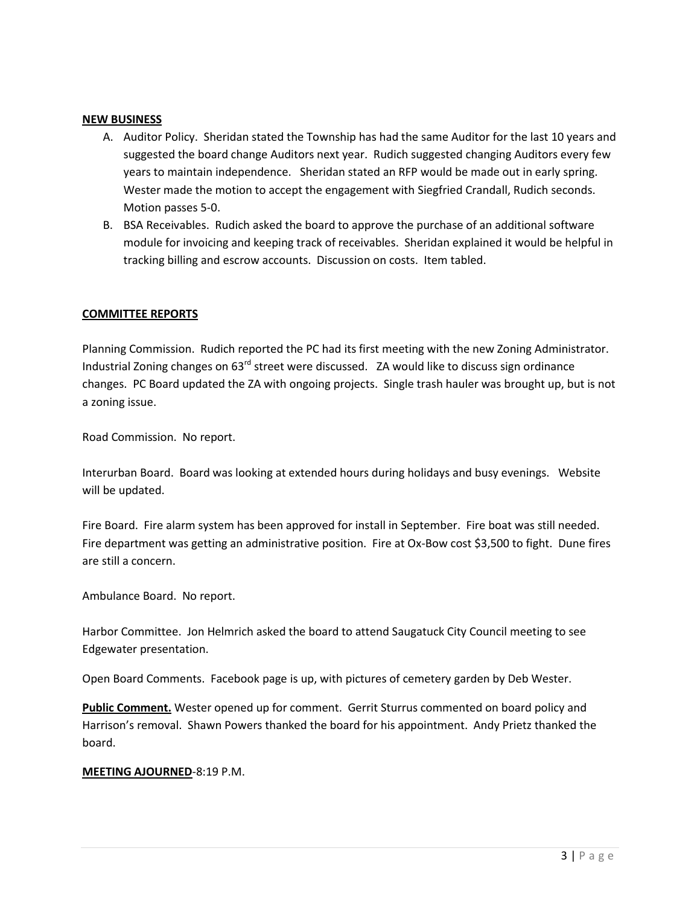**NEW BUSINESS**

A. Auditor Policy. Sheridan stated the Township has had the same Auditor for the last 10 years and suggested the board change Auditors next year. Rudich suggested changing Auditors every few years to maintain independence. Sheridan stated an RFP would be made out in early spring. Wester made the motion to accept the engagement with Siegfried Crandall, Rudich seconds. Motion passes 5-0.
B. BSA Receivables. Rudich asked the board to approve the purchase of an additional software module for invoicing and keeping track of receivables. Sheridan explained it would be helpful in tracking billing and escrow accounts. Discussion on costs. Item tabled.

**COMMITTEE REPORTS**

Planning Commission. Rudich reported the PC had its first meeting with the new Zoning Administrator. Industrial Zoning changes on 63rd street were discussed. ZA would like to discuss sign ordinance changes. PC Board updated the ZA with ongoing projects. Single trash hauler was brought up, but is not a zoning issue.

Road Commission. No report.

Interurban Board. Board was looking at extended hours during holidays and busy evenings. Website will be updated.

Fire Board. Fire alarm system has been approved for install in September. Fire boat was still needed. Fire department was getting an administrative position. Fire at Ox-Bow cost $3,500 to fight. Dune fires are still a concern.

Ambulance Board. No report.

Harbor Committee. Jon Helmrich asked the board to attend Saugatuck City Council meeting to see Edgewater presentation.

Open Board Comments. Facebook page is up, with pictures of cemetery garden by Deb Wester.

**Public Comment.** Wester opened up for comment. Gerrit Sturrus commented on board policy and Harrison's removal. Shawn Powers thanked the board for his appointment. Andy Prietz thanked the board.

**MEETING AJOURNED**-8:19 P.M.